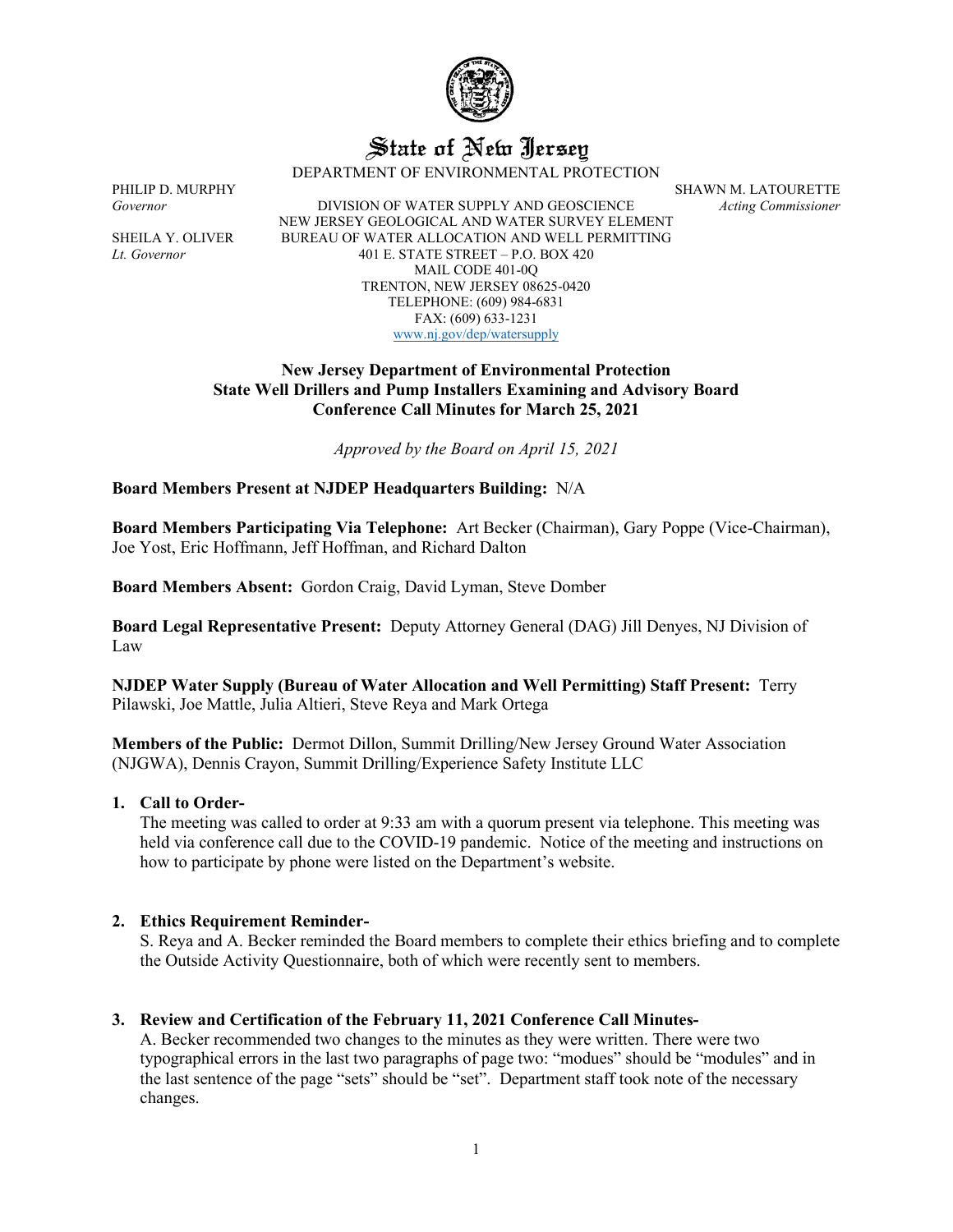# State of New Jersey

DEPARTMENT OF ENVIRONMENTAL PROTECTION

PHILIP D. MURPHY
*Governor*

SHEILA Y. OLIVER
*Lt. Governor*

DIVISION OF WATER SUPPLY AND GEOSCIENCE
NEW JERSEY GEOLOGICAL AND WATER SURVEY ELEMENT
BUREAU OF WATER ALLOCATION AND WELL PERMITTING
401 E. STATE STREET – P.O. BOX 420
MAIL CODE 401-0Q
TRENTON, NEW JERSEY 08625-0420
TELEPHONE: (609) 984-6831
FAX: (609) 633-1231
www.nj.gov/dep/watersupply

SHAWN M. LATOURETTE
*Acting Commissioner*

**New Jersey Department of Environmental Protection**
**State Well Drillers and Pump Installers Examining and Advisory Board**
**Conference Call Minutes for March 25, 2021**

*Approved by the Board on April 15, 2021*

**Board Members Present at NJDEP Headquarters Building:** N/A

**Board Members Participating Via Telephone:** Art Becker (Chairman), Gary Poppe (Vice-Chairman), Joe Yost, Eric Hoffmann, Jeff Hoffman, and Richard Dalton

**Board Members Absent:** Gordon Craig, David Lyman, Steve Domber

**Board Legal Representative Present:** Deputy Attorney General (DAG) Jill Denyes, NJ Division of Law

**NJDEP Water Supply (Bureau of Water Allocation and Well Permitting) Staff Present:** Terry Pilawski, Joe Mattle, Julia Altieri, Steve Reya and Mark Ortega

**Members of the Public:** Dermot Dillon, Summit Drilling/New Jersey Ground Water Association (NJGWA), Dennis Crayon, Summit Drilling/Experience Safety Institute LLC

1. **Call to Order-**
   The meeting was called to order at 9:33 am with a quorum present via telephone. This meeting was held via conference call due to the COVID-19 pandemic. Notice of the meeting and instructions on how to participate by phone were listed on the Department's website.

2. **Ethics Requirement Reminder-**
   S. Reya and A. Becker reminded the Board members to complete their ethics briefing and to complete the Outside Activity Questionnaire, both of which were recently sent to members.

3. **Review and Certification of the February 11, 2021 Conference Call Minutes-**
   A. Becker recommended two changes to the minutes as they were written. There were two typographical errors in the last two paragraphs of page two: "modues" should be "modules" and in the last sentence of the page "sets" should be "set". Department staff took note of the necessary changes.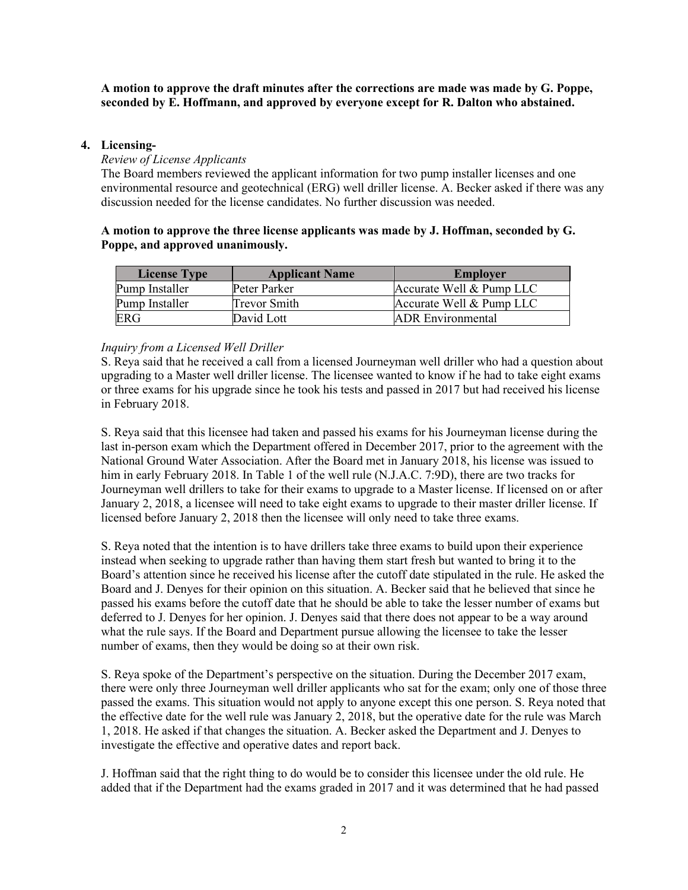**A motion to approve the draft minutes after the corrections are made was made by G. Poppe, seconded by E. Hoffmann, and approved by everyone except for R. Dalton who abstained.**

4. **Licensing-**

*Review of License Applicants*

The Board members reviewed the applicant information for two pump installer licenses and one environmental resource and geotechnical (ERG) well driller license. A. Becker asked if there was any discussion needed for the license candidates. No further discussion was needed.

**A motion to approve the three license applicants was made by J. Hoffman, seconded by G. Poppe, and approved unanimously.**

| License Type | Applicant Name | Employer |
|---|---|---|
| Pump Installer | Peter Parker | Accurate Well & Pump LLC |
| Pump Installer | Trevor Smith | Accurate Well & Pump LLC |
| ERG | David Lott | ADR Environmental |

*Inquiry from a Licensed Well Driller*

S. Reya said that he received a call from a licensed Journeyman well driller who had a question about upgrading to a Master well driller license. The licensee wanted to know if he had to take eight exams or three exams for his upgrade since he took his tests and passed in 2017 but had received his license in February 2018.

S. Reya said that this licensee had taken and passed his exams for his Journeyman license during the last in-person exam which the Department offered in December 2017, prior to the agreement with the National Ground Water Association. After the Board met in January 2018, his license was issued to him in early February 2018. In Table 1 of the well rule (N.J.A.C. 7:9D), there are two tracks for Journeyman well drillers to take for their exams to upgrade to a Master license. If licensed on or after January 2, 2018, a licensee will need to take eight exams to upgrade to their master driller license. If licensed before January 2, 2018 then the licensee will only need to take three exams.

S. Reya noted that the intention is to have drillers take three exams to build upon their experience instead when seeking to upgrade rather than having them start fresh but wanted to bring it to the Board's attention since he received his license after the cutoff date stipulated in the rule. He asked the Board and J. Denyes for their opinion on this situation. A. Becker said that he believed that since he passed his exams before the cutoff date that he should be able to take the lesser number of exams but deferred to J. Denyes for her opinion. J. Denyes said that there does not appear to be a way around what the rule says. If the Board and Department pursue allowing the licensee to take the lesser number of exams, then they would be doing so at their own risk.

S. Reya spoke of the Department's perspective on the situation. During the December 2017 exam, there were only three Journeyman well driller applicants who sat for the exam; only one of those three passed the exams. This situation would not apply to anyone except this one person. S. Reya noted that the effective date for the well rule was January 2, 2018, but the operative date for the rule was March 1, 2018. He asked if that changes the situation. A. Becker asked the Department and J. Denyes to investigate the effective and operative dates and report back.

J. Hoffman said that the right thing to do would be to consider this licensee under the old rule. He added that if the Department had the exams graded in 2017 and it was determined that he had passed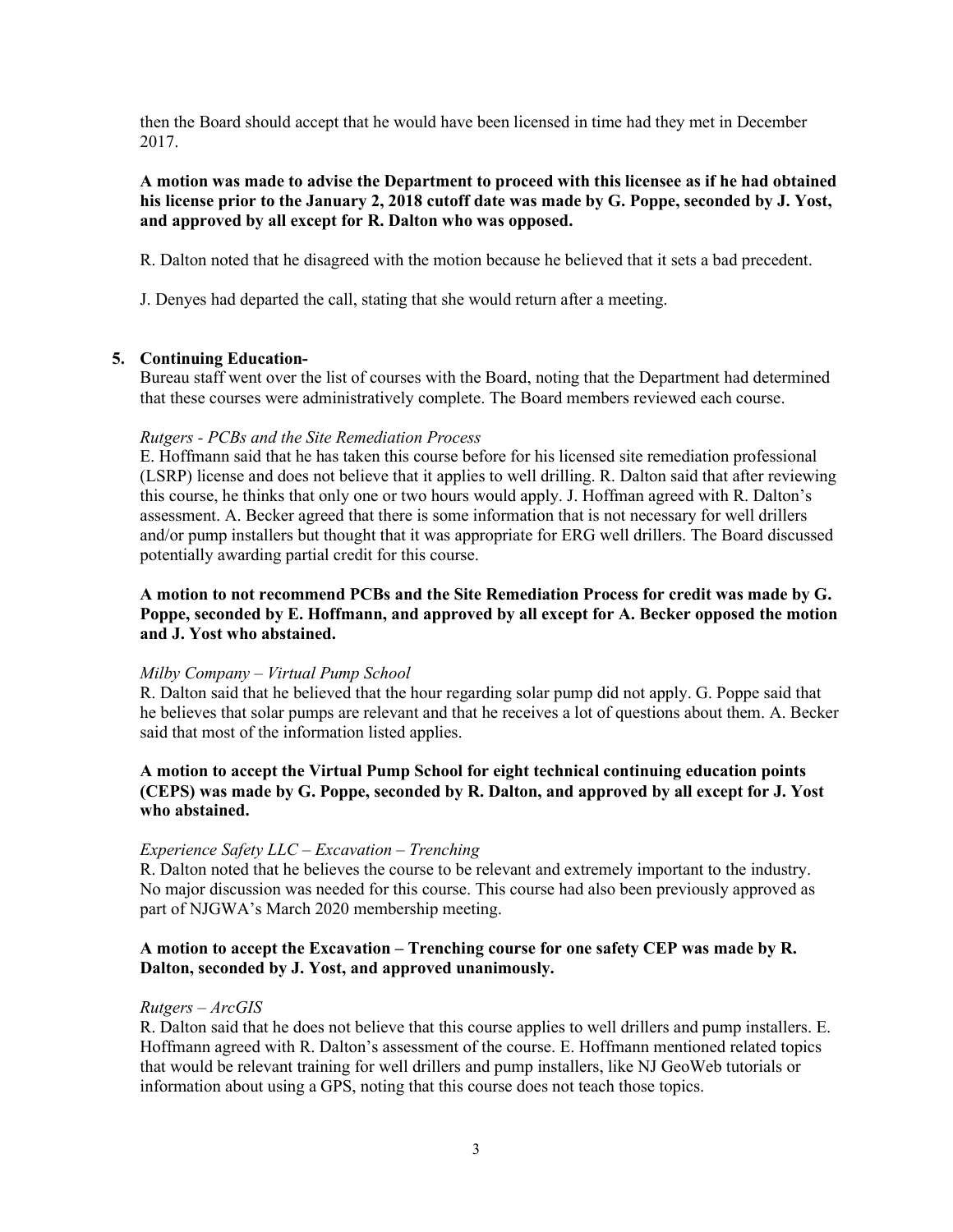then the Board should accept that he would have been licensed in time had they met in December 2017.

**A motion was made to advise the Department to proceed with this licensee as if he had obtained his license prior to the January 2, 2018 cutoff date was made by G. Poppe, seconded by J. Yost, and approved by all except for R. Dalton who was opposed.**

R. Dalton noted that he disagreed with the motion because he believed that it sets a bad precedent.

J. Denyes had departed the call, stating that she would return after a meeting.

## 5. Continuing Education-

Bureau staff went over the list of courses with the Board, noting that the Department had determined that these courses were administratively complete. The Board members reviewed each course.

*Rutgers - PCBs and the Site Remediation Process*

E. Hoffmann said that he has taken this course before for his licensed site remediation professional (LSRP) license and does not believe that it applies to well drilling. R. Dalton said that after reviewing this course, he thinks that only one or two hours would apply. J. Hoffman agreed with R. Dalton's assessment. A. Becker agreed that there is some information that is not necessary for well drillers and/or pump installers but thought that it was appropriate for ERG well drillers. The Board discussed potentially awarding partial credit for this course.

**A motion to not recommend PCBs and the Site Remediation Process for credit was made by G. Poppe, seconded by E. Hoffmann, and approved by all except for A. Becker opposed the motion and J. Yost who abstained.**

*Milby Company – Virtual Pump School*

R. Dalton said that he believed that the hour regarding solar pump did not apply. G. Poppe said that he believes that solar pumps are relevant and that he receives a lot of questions about them. A. Becker said that most of the information listed applies.

**A motion to accept the Virtual Pump School for eight technical continuing education points (CEPS) was made by G. Poppe, seconded by R. Dalton, and approved by all except for J. Yost who abstained.**

*Experience Safety LLC – Excavation – Trenching*

R. Dalton noted that he believes the course to be relevant and extremely important to the industry. No major discussion was needed for this course. This course had also been previously approved as part of NJGWA's March 2020 membership meeting.

**A motion to accept the Excavation – Trenching course for one safety CEP was made by R. Dalton, seconded by J. Yost, and approved unanimously.**

*Rutgers – ArcGIS*

R. Dalton said that he does not believe that this course applies to well drillers and pump installers. E. Hoffmann agreed with R. Dalton's assessment of the course. E. Hoffmann mentioned related topics that would be relevant training for well drillers and pump installers, like NJ GeoWeb tutorials or information about using a GPS, noting that this course does not teach those topics.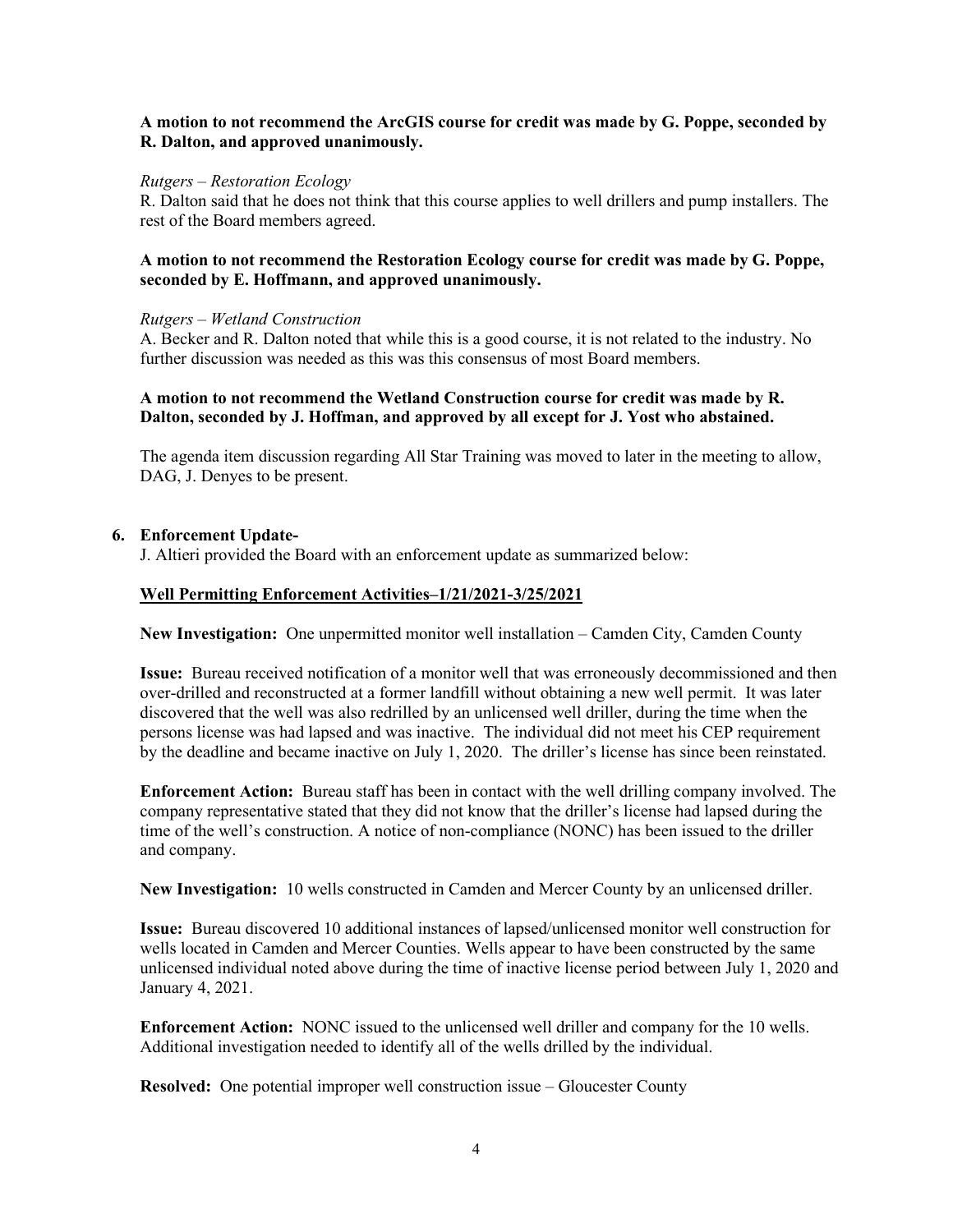**A motion to not recommend the ArcGIS course for credit was made by G. Poppe, seconded by R. Dalton, and approved unanimously.**

*Rutgers – Restoration Ecology*

R. Dalton said that he does not think that this course applies to well drillers and pump installers. The rest of the Board members agreed.

**A motion to not recommend the Restoration Ecology course for credit was made by G. Poppe, seconded by E. Hoffmann, and approved unanimously.**

*Rutgers – Wetland Construction*

A. Becker and R. Dalton noted that while this is a good course, it is not related to the industry. No further discussion was needed as this was this consensus of most Board members.

**A motion to not recommend the Wetland Construction course for credit was made by R. Dalton, seconded by J. Hoffman, and approved by all except for J. Yost who abstained.**

The agenda item discussion regarding All Star Training was moved to later in the meeting to allow, DAG, J. Denyes to be present.

**6. Enforcement Update-**

J. Altieri provided the Board with an enforcement update as summarized below:

**Well Permitting Enforcement Activities–1/21/2021-3/25/2021**

**New Investigation:** One unpermitted monitor well installation – Camden City, Camden County

**Issue:** Bureau received notification of a monitor well that was erroneously decommissioned and then over-drilled and reconstructed at a former landfill without obtaining a new well permit. It was later discovered that the well was also redrilled by an unlicensed well driller, during the time when the persons license was had lapsed and was inactive. The individual did not meet his CEP requirement by the deadline and became inactive on July 1, 2020. The driller's license has since been reinstated.

**Enforcement Action:** Bureau staff has been in contact with the well drilling company involved. The company representative stated that they did not know that the driller's license had lapsed during the time of the well's construction. A notice of non-compliance (NONC) has been issued to the driller and company.

**New Investigation:** 10 wells constructed in Camden and Mercer County by an unlicensed driller.

**Issue:** Bureau discovered 10 additional instances of lapsed/unlicensed monitor well construction for wells located in Camden and Mercer Counties. Wells appear to have been constructed by the same unlicensed individual noted above during the time of inactive license period between July 1, 2020 and January 4, 2021.

**Enforcement Action:** NONC issued to the unlicensed well driller and company for the 10 wells. Additional investigation needed to identify all of the wells drilled by the individual.

**Resolved:** One potential improper well construction issue – Gloucester County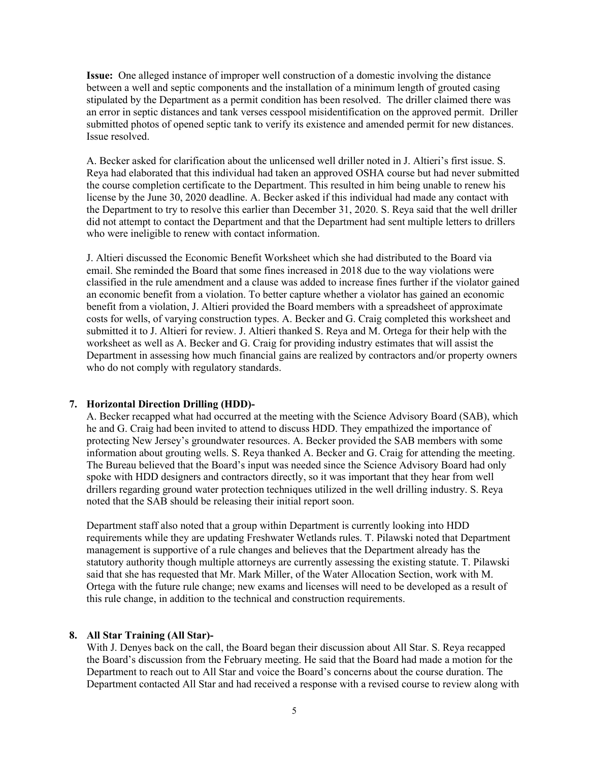**Issue:** One alleged instance of improper well construction of a domestic involving the distance between a well and septic components and the installation of a minimum length of grouted casing stipulated by the Department as a permit condition has been resolved. The driller claimed there was an error in septic distances and tank verses cesspool misidentification on the approved permit. Driller submitted photos of opened septic tank to verify its existence and amended permit for new distances. Issue resolved.

A. Becker asked for clarification about the unlicensed well driller noted in J. Altieri's first issue. S. Reya had elaborated that this individual had taken an approved OSHA course but had never submitted the course completion certificate to the Department. This resulted in him being unable to renew his license by the June 30, 2020 deadline. A. Becker asked if this individual had made any contact with the Department to try to resolve this earlier than December 31, 2020. S. Reya said that the well driller did not attempt to contact the Department and that the Department had sent multiple letters to drillers who were ineligible to renew with contact information.

J. Altieri discussed the Economic Benefit Worksheet which she had distributed to the Board via email. She reminded the Board that some fines increased in 2018 due to the way violations were classified in the rule amendment and a clause was added to increase fines further if the violator gained an economic benefit from a violation. To better capture whether a violator has gained an economic benefit from a violation, J. Altieri provided the Board members with a spreadsheet of approximate costs for wells, of varying construction types. A. Becker and G. Craig completed this worksheet and submitted it to J. Altieri for review. J. Altieri thanked S. Reya and M. Ortega for their help with the worksheet as well as A. Becker and G. Craig for providing industry estimates that will assist the Department in assessing how much financial gains are realized by contractors and/or property owners who do not comply with regulatory standards.

**7. Horizontal Direction Drilling (HDD)-**

A. Becker recapped what had occurred at the meeting with the Science Advisory Board (SAB), which he and G. Craig had been invited to attend to discuss HDD. They empathized the importance of protecting New Jersey's groundwater resources. A. Becker provided the SAB members with some information about grouting wells. S. Reya thanked A. Becker and G. Craig for attending the meeting. The Bureau believed that the Board's input was needed since the Science Advisory Board had only spoke with HDD designers and contractors directly, so it was important that they hear from well drillers regarding ground water protection techniques utilized in the well drilling industry. S. Reya noted that the SAB should be releasing their initial report soon.

Department staff also noted that a group within Department is currently looking into HDD requirements while they are updating Freshwater Wetlands rules. T. Pilawski noted that Department management is supportive of a rule changes and believes that the Department already has the statutory authority though multiple attorneys are currently assessing the existing statute. T. Pilawski said that she has requested that Mr. Mark Miller, of the Water Allocation Section, work with M. Ortega with the future rule change; new exams and licenses will need to be developed as a result of this rule change, in addition to the technical and construction requirements.

**8. All Star Training (All Star)-**

With J. Denyes back on the call, the Board began their discussion about All Star. S. Reya recapped the Board's discussion from the February meeting. He said that the Board had made a motion for the Department to reach out to All Star and voice the Board's concerns about the course duration. The Department contacted All Star and had received a response with a revised course to review along with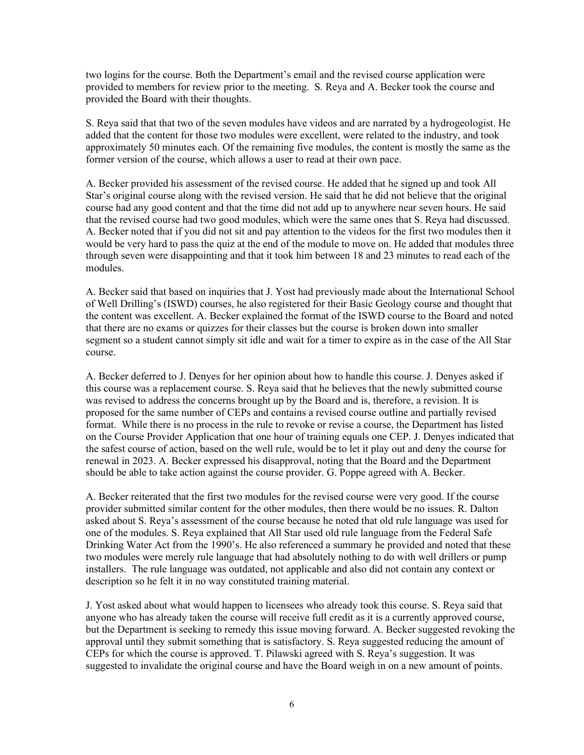two logins for the course. Both the Department's email and the revised course application were provided to members for review prior to the meeting. S. Reya and A. Becker took the course and provided the Board with their thoughts.

S. Reya said that that two of the seven modules have videos and are narrated by a hydrogeologist. He added that the content for those two modules were excellent, were related to the industry, and took approximately 50 minutes each. Of the remaining five modules, the content is mostly the same as the former version of the course, which allows a user to read at their own pace.

A. Becker provided his assessment of the revised course. He added that he signed up and took All Star's original course along with the revised version. He said that he did not believe that the original course had any good content and that the time did not add up to anywhere near seven hours. He said that the revised course had two good modules, which were the same ones that S. Reya had discussed. A. Becker noted that if you did not sit and pay attention to the videos for the first two modules then it would be very hard to pass the quiz at the end of the module to move on. He added that modules three through seven were disappointing and that it took him between 18 and 23 minutes to read each of the modules.

A. Becker said that based on inquiries that J. Yost had previously made about the International School of Well Drilling's (ISWD) courses, he also registered for their Basic Geology course and thought that the content was excellent. A. Becker explained the format of the ISWD course to the Board and noted that there are no exams or quizzes for their classes but the course is broken down into smaller segment so a student cannot simply sit idle and wait for a timer to expire as in the case of the All Star course.

A. Becker deferred to J. Denyes for her opinion about how to handle this course. J. Denyes asked if this course was a replacement course. S. Reya said that he believes that the newly submitted course was revised to address the concerns brought up by the Board and is, therefore, a revision. It is proposed for the same number of CEPs and contains a revised course outline and partially revised format. While there is no process in the rule to revoke or revise a course, the Department has listed on the Course Provider Application that one hour of training equals one CEP. J. Denyes indicated that the safest course of action, based on the well rule, would be to let it play out and deny the course for renewal in 2023. A. Becker expressed his disapproval, noting that the Board and the Department should be able to take action against the course provider. G. Poppe agreed with A. Becker.

A. Becker reiterated that the first two modules for the revised course were very good. If the course provider submitted similar content for the other modules, then there would be no issues. R. Dalton asked about S. Reya's assessment of the course because he noted that old rule language was used for one of the modules. S. Reya explained that All Star used old rule language from the Federal Safe Drinking Water Act from the 1990's. He also referenced a summary he provided and noted that these two modules were merely rule language that had absolutely nothing to do with well drillers or pump installers. The rule language was outdated, not applicable and also did not contain any context or description so he felt it in no way constituted training material.

J. Yost asked about what would happen to licensees who already took this course. S. Reya said that anyone who has already taken the course will receive full credit as it is a currently approved course, but the Department is seeking to remedy this issue moving forward. A. Becker suggested revoking the approval until they submit something that is satisfactory. S. Reya suggested reducing the amount of CEPs for which the course is approved. T. Pilawski agreed with S. Reya's suggestion. It was suggested to invalidate the original course and have the Board weigh in on a new amount of points.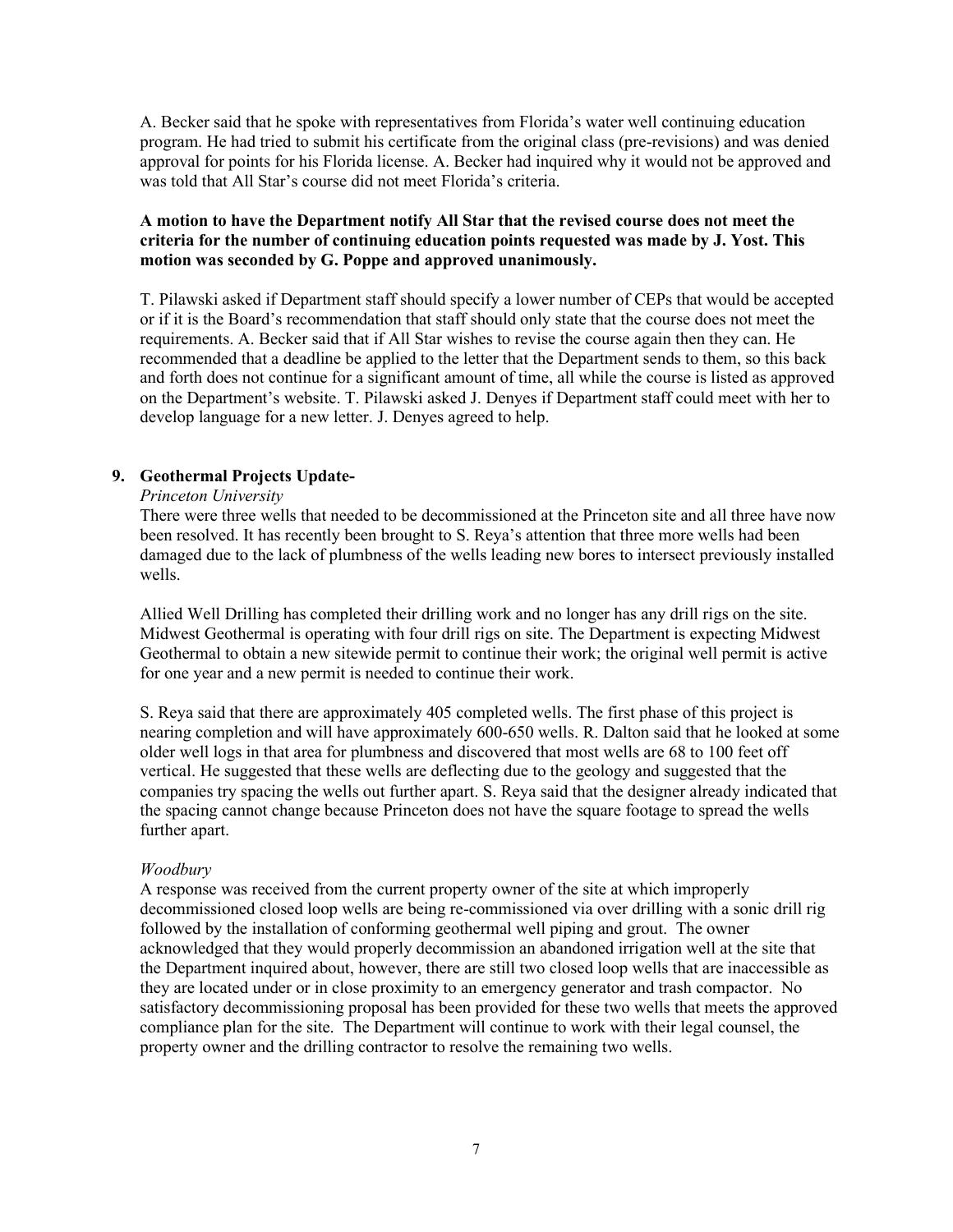A. Becker said that he spoke with representatives from Florida's water well continuing education program. He had tried to submit his certificate from the original class (pre-revisions) and was denied approval for points for his Florida license. A. Becker had inquired why it would not be approved and was told that All Star's course did not meet Florida's criteria.

**A motion to have the Department notify All Star that the revised course does not meet the criteria for the number of continuing education points requested was made by J. Yost. This motion was seconded by G. Poppe and approved unanimously.**

T. Pilawski asked if Department staff should specify a lower number of CEPs that would be accepted or if it is the Board's recommendation that staff should only state that the course does not meet the requirements. A. Becker said that if All Star wishes to revise the course again then they can. He recommended that a deadline be applied to the letter that the Department sends to them, so this back and forth does not continue for a significant amount of time, all while the course is listed as approved on the Department's website. T. Pilawski asked J. Denyes if Department staff could meet with her to develop language for a new letter. J. Denyes agreed to help.

## 9. Geothermal Projects Update-

*Princeton University*

There were three wells that needed to be decommissioned at the Princeton site and all three have now been resolved. It has recently been brought to S. Reya's attention that three more wells had been damaged due to the lack of plumbness of the wells leading new bores to intersect previously installed wells.

Allied Well Drilling has completed their drilling work and no longer has any drill rigs on the site. Midwest Geothermal is operating with four drill rigs on site. The Department is expecting Midwest Geothermal to obtain a new sitewide permit to continue their work; the original well permit is active for one year and a new permit is needed to continue their work.

S. Reya said that there are approximately 405 completed wells. The first phase of this project is nearing completion and will have approximately 600-650 wells. R. Dalton said that he looked at some older well logs in that area for plumbness and discovered that most wells are 68 to 100 feet off vertical. He suggested that these wells are deflecting due to the geology and suggested that the companies try spacing the wells out further apart. S. Reya said that the designer already indicated that the spacing cannot change because Princeton does not have the square footage to spread the wells further apart.

*Woodbury*

A response was received from the current property owner of the site at which improperly decommissioned closed loop wells are being re-commissioned via over drilling with a sonic drill rig followed by the installation of conforming geothermal well piping and grout. The owner acknowledged that they would properly decommission an abandoned irrigation well at the site that the Department inquired about, however, there are still two closed loop wells that are inaccessible as they are located under or in close proximity to an emergency generator and trash compactor. No satisfactory decommissioning proposal has been provided for these two wells that meets the approved compliance plan for the site. The Department will continue to work with their legal counsel, the property owner and the drilling contractor to resolve the remaining two wells.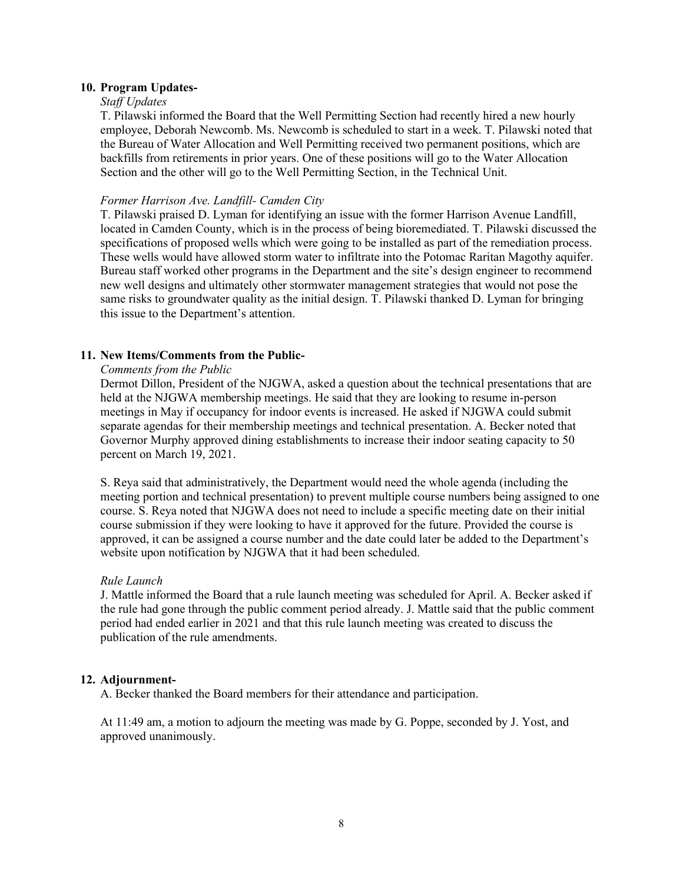**10. Program Updates-**

*Staff Updates*

T. Pilawski informed the Board that the Well Permitting Section had recently hired a new hourly employee, Deborah Newcomb. Ms. Newcomb is scheduled to start in a week. T. Pilawski noted that the Bureau of Water Allocation and Well Permitting received two permanent positions, which are backfills from retirements in prior years. One of these positions will go to the Water Allocation Section and the other will go to the Well Permitting Section, in the Technical Unit.

*Former Harrison Ave. Landfill- Camden City*

T. Pilawski praised D. Lyman for identifying an issue with the former Harrison Avenue Landfill, located in Camden County, which is in the process of being bioremediated. T. Pilawski discussed the specifications of proposed wells which were going to be installed as part of the remediation process. These wells would have allowed storm water to infiltrate into the Potomac Raritan Magothy aquifer. Bureau staff worked other programs in the Department and the site's design engineer to recommend new well designs and ultimately other stormwater management strategies that would not pose the same risks to groundwater quality as the initial design. T. Pilawski thanked D. Lyman for bringing this issue to the Department's attention.

**11. New Items/Comments from the Public-**

*Comments from the Public*

Dermot Dillon, President of the NJGWA, asked a question about the technical presentations that are held at the NJGWA membership meetings. He said that they are looking to resume in-person meetings in May if occupancy for indoor events is increased. He asked if NJGWA could submit separate agendas for their membership meetings and technical presentation. A. Becker noted that Governor Murphy approved dining establishments to increase their indoor seating capacity to 50 percent on March 19, 2021.

S. Reya said that administratively, the Department would need the whole agenda (including the meeting portion and technical presentation) to prevent multiple course numbers being assigned to one course. S. Reya noted that NJGWA does not need to include a specific meeting date on their initial course submission if they were looking to have it approved for the future. Provided the course is approved, it can be assigned a course number and the date could later be added to the Department's website upon notification by NJGWA that it had been scheduled.

*Rule Launch*

J. Mattle informed the Board that a rule launch meeting was scheduled for April. A. Becker asked if the rule had gone through the public comment period already. J. Mattle said that the public comment period had ended earlier in 2021 and that this rule launch meeting was created to discuss the publication of the rule amendments.

**12. Adjournment-**

A. Becker thanked the Board members for their attendance and participation.

At 11:49 am, a motion to adjourn the meeting was made by G. Poppe, seconded by J. Yost, and approved unanimously.